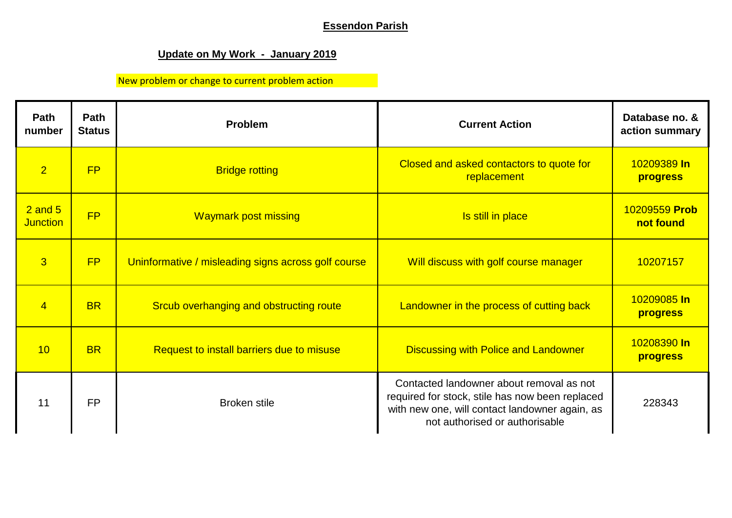**Essendon Parish**

**Update on My Work - January 2019**

New problem or change to current problem action

| Path number | Path Status | Problem | Current Action | Database no. & action summary |
|---|---|---|---|---|
| 2 | FP | Bridge rotting | Closed and asked contactors to quote for replacement | 10209389 **In progress** |
| 2 and 5 Junction | FP | Waymark post missing | Is still in place | 10209559 **Prob not found** |
| 3 | FP | Uninformative / misleading signs across golf course | Will discuss with golf course manager | 10207157 |
| 4 | BR | Srcub overhanging and obstructing route | Landowner in the process of cutting back | 10209085 **In progress** |
| 10 | BR | Request to install barriers due to misuse | Discussing with Police and Landowner | 10208390 **In progress** |
| 11 | FP | Broken stile | Contacted landowner about removal as not required for stock, stile has now been replaced with new one, will contact landowner again, as not authorised or authorisable | 228343 |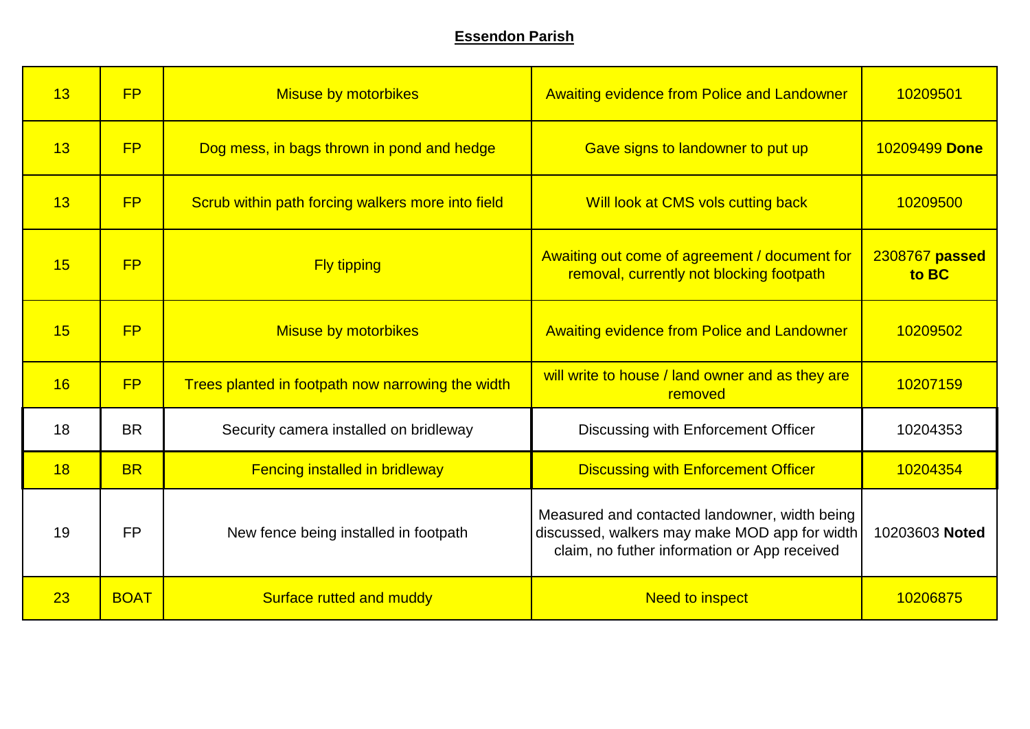**Essendon Parish**

| | | | | |
|---|---|---|---|---|
| 13 | FP | Misuse by motorbikes | Awaiting evidence from Police and Landowner | 10209501 |
| 13 | FP | Dog mess, in bags thrown in pond and hedge | Gave signs to landowner to put up | 10209499 **Done** |
| 13 | FP | Scrub within path forcing walkers more into field | Will look at CMS vols cutting back | 10209500 |
| 15 | FP | Fly tipping | Awaiting out come of agreement / document for removal, currently not blocking footpath | 2308767 **passed to BC** |
| 15 | FP | Misuse by motorbikes | Awaiting evidence from Police and Landowner | 10209502 |
| 16 | FP | Trees planted in footpath now narrowing the width | will write to house / land owner and as they are removed | 10207159 |
| 18 | BR | Security camera installed on bridleway | Discussing with Enforcement Officer | 10204353 |
| 18 | BR | Fencing installed in bridleway | Discussing with Enforcement Officer | 10204354 |
| 19 | FP | New fence being installed in footpath | Measured and contacted landowner, width being discussed, walkers may make MOD app for width claim, no futher information or App received | 10203603 **Noted** |
| 23 | BOAT | Surface rutted and muddy | Need to inspect | 10206875 |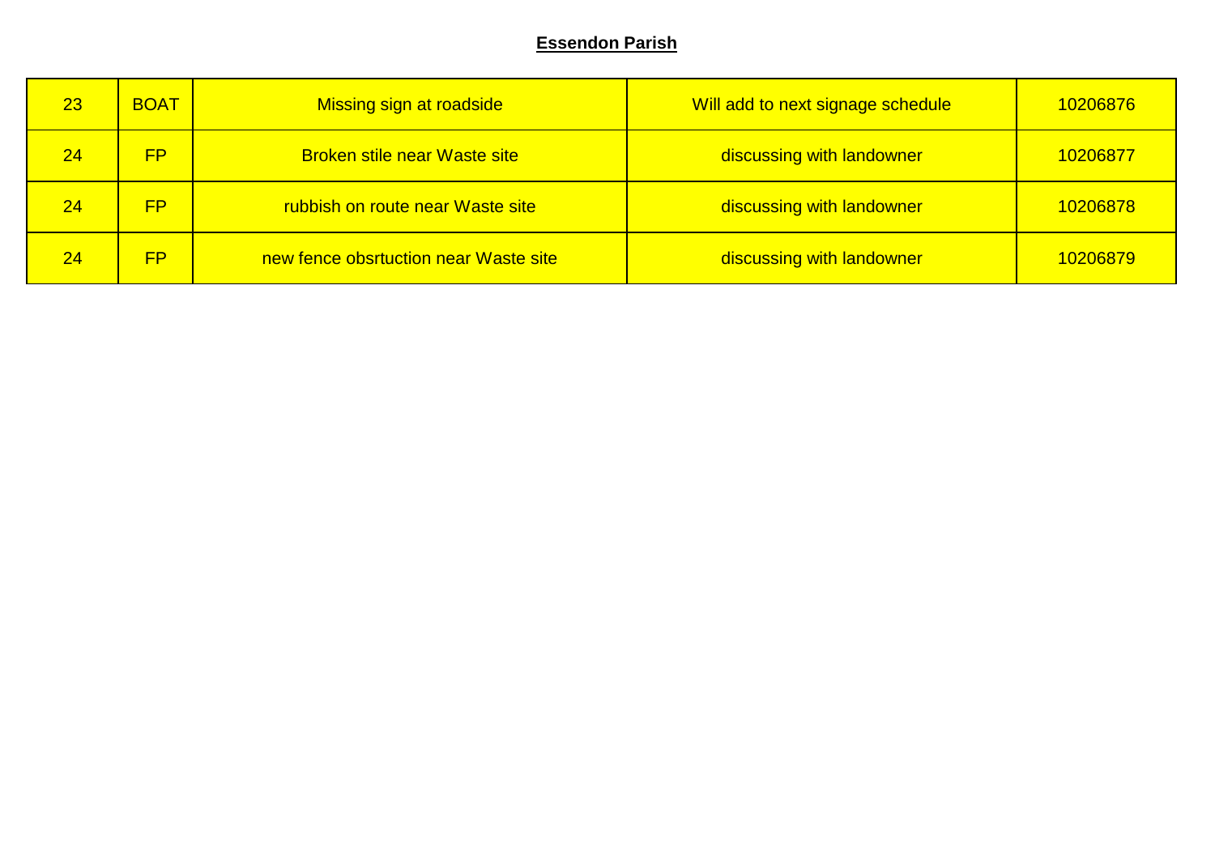**Essendon Parish**

| | | | | |
|---|---|---|---|---|
| 23 | BOAT | Missing sign at roadside | Will add to next signage schedule | 10206876 |
| 24 | FP | Broken stile near Waste site | discussing with landowner | 10206877 |
| 24 | FP | rubbish on route near Waste site | discussing with landowner | 10206878 |
| 24 | FP | new fence obsrtuction near Waste site | discussing with landowner | 10206879 |